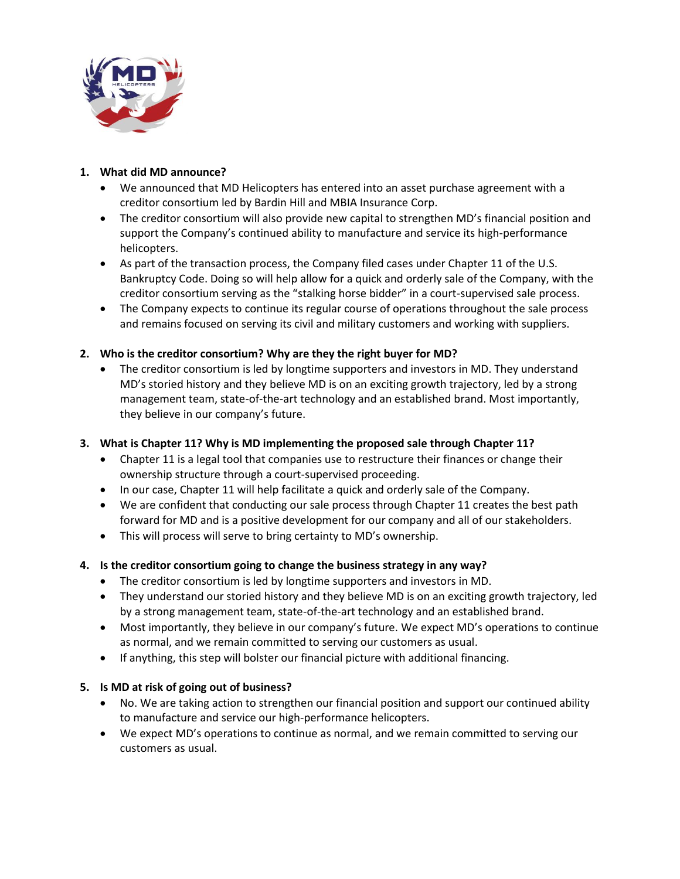1. **What did MD announce?**
   - We announced that MD Helicopters has entered into an asset purchase agreement with a creditor consortium led by Bardin Hill and MBIA Insurance Corp.
   - The creditor consortium will also provide new capital to strengthen MD's financial position and support the Company's continued ability to manufacture and service its high-performance helicopters.
   - As part of the transaction process, the Company filed cases under Chapter 11 of the U.S. Bankruptcy Code. Doing so will help allow for a quick and orderly sale of the Company, with the creditor consortium serving as the "stalking horse bidder" in a court-supervised sale process.
   - The Company expects to continue its regular course of operations throughout the sale process and remains focused on serving its civil and military customers and working with suppliers.

2. **Who is the creditor consortium? Why are they the right buyer for MD?**
   - The creditor consortium is led by longtime supporters and investors in MD. They understand MD's storied history and they believe MD is on an exciting growth trajectory, led by a strong management team, state-of-the-art technology and an established brand. Most importantly, they believe in our company's future.

3. **What is Chapter 11? Why is MD implementing the proposed sale through Chapter 11?**
   - Chapter 11 is a legal tool that companies use to restructure their finances or change their ownership structure through a court-supervised proceeding.
   - In our case, Chapter 11 will help facilitate a quick and orderly sale of the Company.
   - We are confident that conducting our sale process through Chapter 11 creates the best path forward for MD and is a positive development for our company and all of our stakeholders.
   - This will process will serve to bring certainty to MD's ownership.

4. **Is the creditor consortium going to change the business strategy in any way?**
   - The creditor consortium is led by longtime supporters and investors in MD.
   - They understand our storied history and they believe MD is on an exciting growth trajectory, led by a strong management team, state-of-the-art technology and an established brand.
   - Most importantly, they believe in our company's future. We expect MD's operations to continue as normal, and we remain committed to serving our customers as usual.
   - If anything, this step will bolster our financial picture with additional financing.

5. **Is MD at risk of going out of business?**
   - No. We are taking action to strengthen our financial position and support our continued ability to manufacture and service our high-performance helicopters.
   - We expect MD's operations to continue as normal, and we remain committed to serving our customers as usual.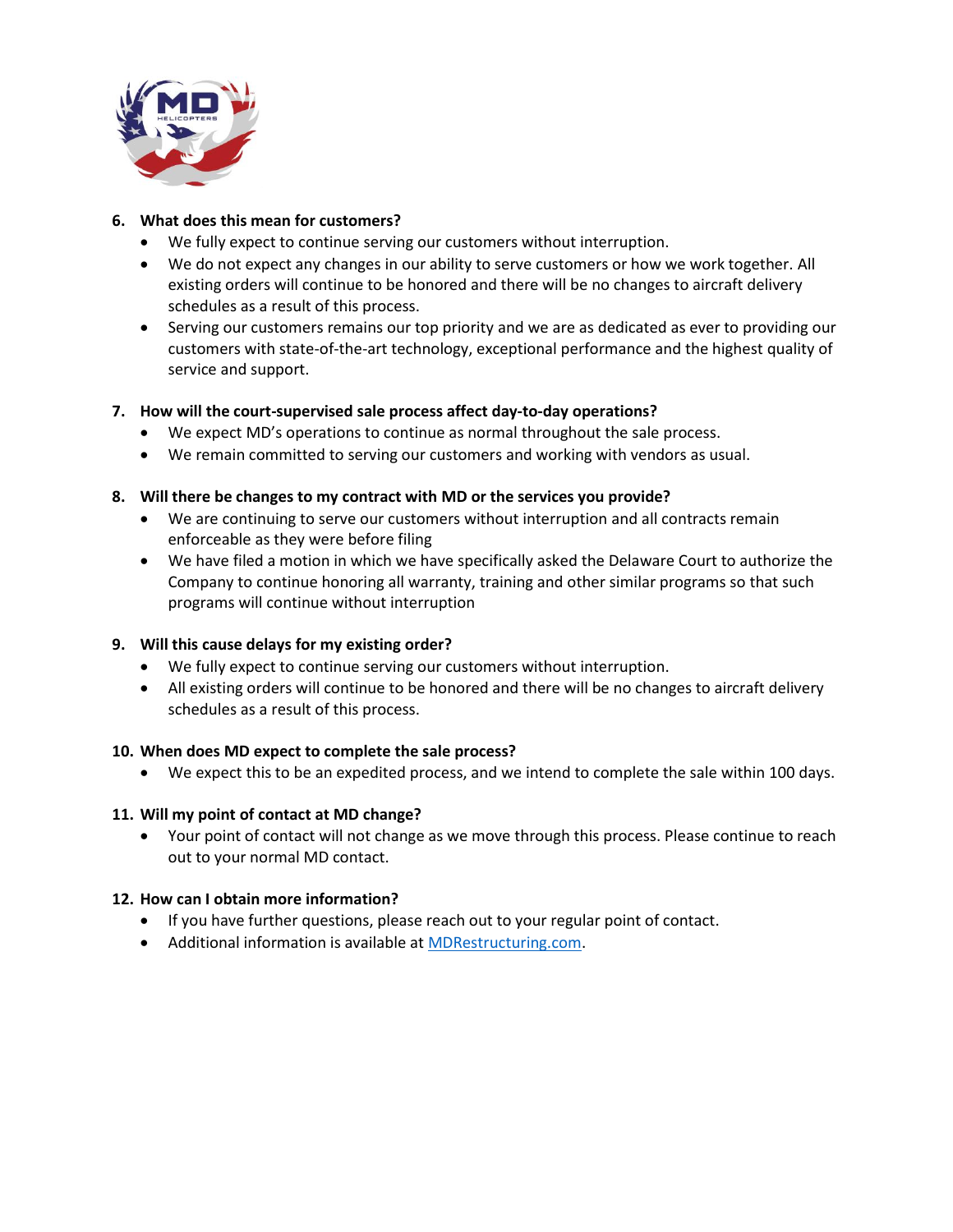6. **What does this mean for customers?**
   - We fully expect to continue serving our customers without interruption.
   - We do not expect any changes in our ability to serve customers or how we work together. All existing orders will continue to be honored and there will be no changes to aircraft delivery schedules as a result of this process.
   - Serving our customers remains our top priority and we are as dedicated as ever to providing our customers with state-of-the-art technology, exceptional performance and the highest quality of service and support.

7. **How will the court-supervised sale process affect day-to-day operations?**
   - We expect MD's operations to continue as normal throughout the sale process.
   - We remain committed to serving our customers and working with vendors as usual.

8. **Will there be changes to my contract with MD or the services you provide?**
   - We are continuing to serve our customers without interruption and all contracts remain enforceable as they were before filing
   - We have filed a motion in which we have specifically asked the Delaware Court to authorize the Company to continue honoring all warranty, training and other similar programs so that such programs will continue without interruption

9. **Will this cause delays for my existing order?**
   - We fully expect to continue serving our customers without interruption.
   - All existing orders will continue to be honored and there will be no changes to aircraft delivery schedules as a result of this process.

10. **When does MD expect to complete the sale process?**
    - We expect this to be an expedited process, and we intend to complete the sale within 100 days.

11. **Will my point of contact at MD change?**
    - Your point of contact will not change as we move through this process. Please continue to reach out to your normal MD contact.

12. **How can I obtain more information?**
    - If you have further questions, please reach out to your regular point of contact.
    - Additional information is available at [MDRestructuring.com](MDRestructuring.com).